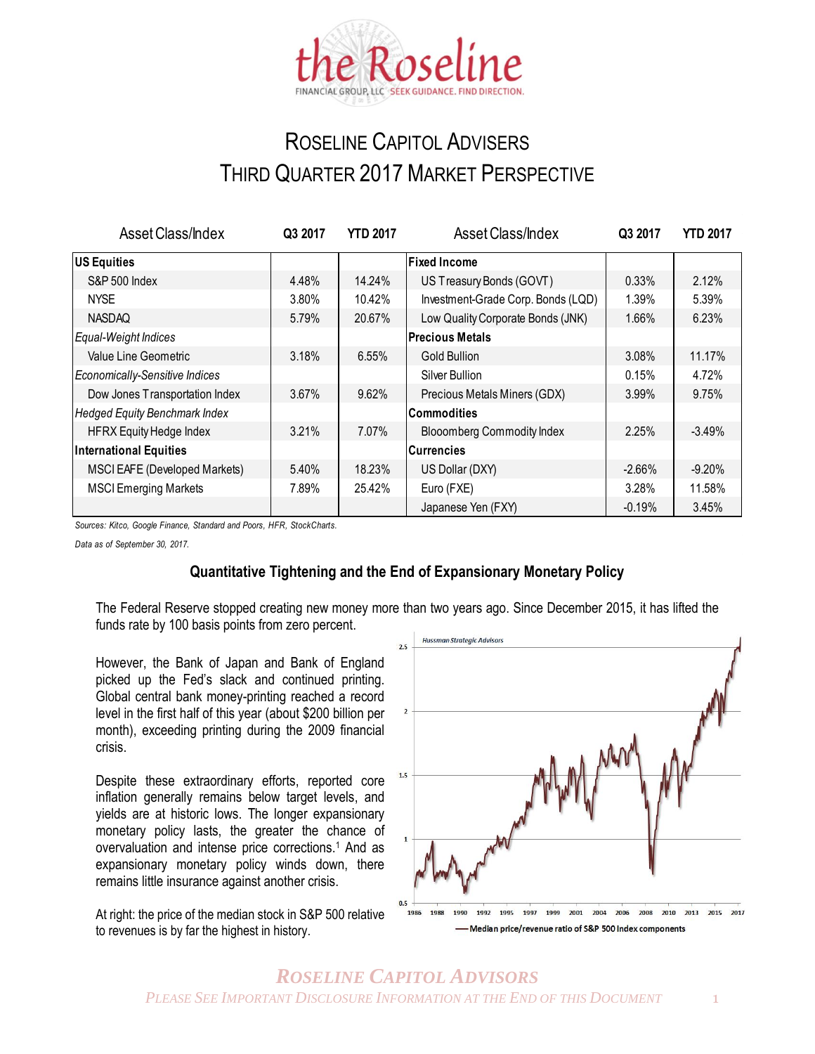the Roseline

FINANCIAL GROUP, LLC SEEK GUIDANCE. FIND DIRECTION.

# Roseline Capitol Advisers
# Third Quarter 2017 Market Perspective

| Asset Class/Index | Q3 2017 | YTD 2017 | Asset Class/Index | Q3 2017 | YTD 2017 |
|---|---|---|---|---|---|
| **US Equities** | | | **Fixed Income** | | |
| S&P 500 Index | 4.48% | 14.24% | US Treasury Bonds (GOVT) | 0.33% | 2.12% |
| NYSE | 3.80% | 10.42% | Investment-Grade Corp. Bonds (LQD) | 1.39% | 5.39% |
| NASDAQ | 5.79% | 20.67% | Low Quality Corporate Bonds (JNK) | 1.66% | 6.23% |
| *Equal-Weight Indices* | | | **Precious Metals** | | |
| Value Line Geometric | 3.18% | 6.55% | Gold Bullion | 3.08% | 11.17% |
| *Economically-Sensitive Indices* | | | Silver Bullion | 0.15% | 4.72% |
| Dow Jones Transportation Index | 3.67% | 9.62% | Precious Metals Miners (GDX) | 3.99% | 9.75% |
| *Hedged Equity Benchmark Index* | | | **Commodities** | | |
| HFRX Equity Hedge Index | 3.21% | 7.07% | Blooomberg Commodity Index | 2.25% | -3.49% |
| **International Equities** | | | **Currencies** | | |
| MSCI EAFE (Developed Markets) | 5.40% | 18.23% | US Dollar (DXY) | -2.66% | -9.20% |
| MSCI Emerging Markets | 7.89% | 25.42% | Euro (FXE) | 3.28% | 11.58% |
| | | | Japanese Yen (FXY) | -0.19% | 3.45% |

*Sources: Kitco, Google Finance, Standard and Poors, HFR, StockCharts.*

*Data as of September 30, 2017.*

## Quantitative Tightening and the End of Expansionary Monetary Policy

The Federal Reserve stopped creating new money more than two years ago. Since December 2015, it has lifted the funds rate by 100 basis points from zero percent.

However, the Bank of Japan and Bank of England picked up the Fed's slack and continued printing. Global central bank money-printing reached a record level in the first half of this year (about $200 billion per month), exceeding printing during the 2009 financial crisis.

Despite these extraordinary efforts, reported core inflation generally remains below target levels, and yields are at historic lows. The longer expansionary monetary policy lasts, the greater the chance of overvaluation and intense price corrections.[1] And as expansionary monetary policy winds down, there remains little insurance against another crisis.

At right: the price of the median stock in S&P 500 relative to revenues is by far the highest in history.

Hussman Strategic Advisors

— Median price/revenue ratio of S&P 500 Index components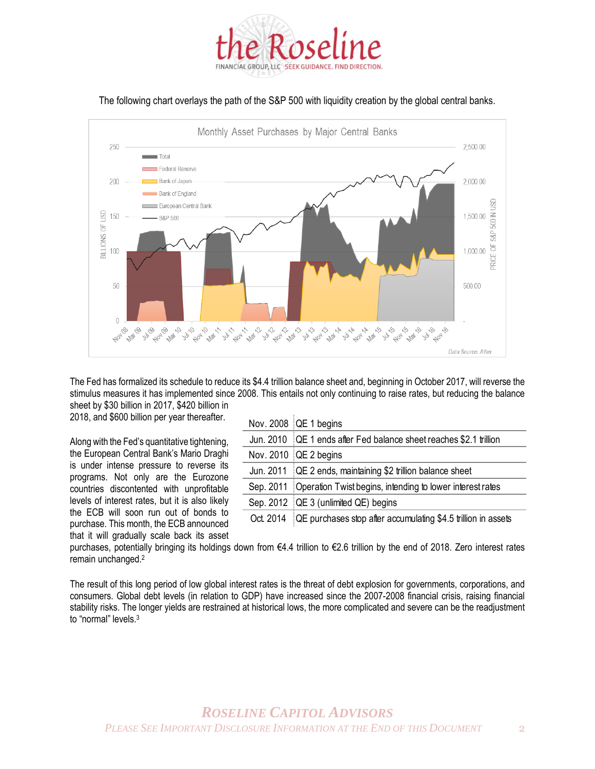The following chart overlays the path of the S&P 500 with liquidity creation by the global central banks.

The Fed has formalized its schedule to reduce its $4.4 trillion balance sheet and, beginning in October 2017, will reverse the stimulus measures it has implemented since 2008. This entails not only continuing to raise rates, but reducing the balance sheet by $30 billion in 2017, $420 billion in 2018, and $600 billion per year thereafter.

| Nov. 2008 | QE 1 begins |
|---|---|
| Jun. 2010 | QE 1 ends after Fed balance sheet reaches $2.1 trillion |
| Nov. 2010 | QE 2 begins |
| Jun. 2011 | QE 2 ends, maintaining $2 trillion balance sheet |
| Sep. 2011 | Operation Twist begins, intending to lower interest rates |
| Sep. 2012 | QE 3 (unlimited QE) begins |
| Oct. 2014 | QE purchases stop after accumulating $4.5 trillion in assets |

Along with the Fed's quantitative tightening, the European Central Bank's Mario Draghi is under intense pressure to reverse its programs. Not only are the Eurozone countries discontented with unprofitable levels of interest rates, but it is also likely the ECB will soon run out of bonds to purchase. This month, the ECB announced that it will gradually scale back its asset purchases, potentially bringing its holdings down from €4.4 trillion to €2.6 trillion by the end of 2018. Zero interest rates remain unchanged.[2]

The result of this long period of low global interest rates is the threat of debt explosion for governments, corporations, and consumers. Global debt levels (in relation to GDP) have increased since the 2007-2008 financial crisis, raising financial stability risks. The longer yields are restrained at historical lows, the more complicated and severe can be the readjustment to "normal" levels.[3]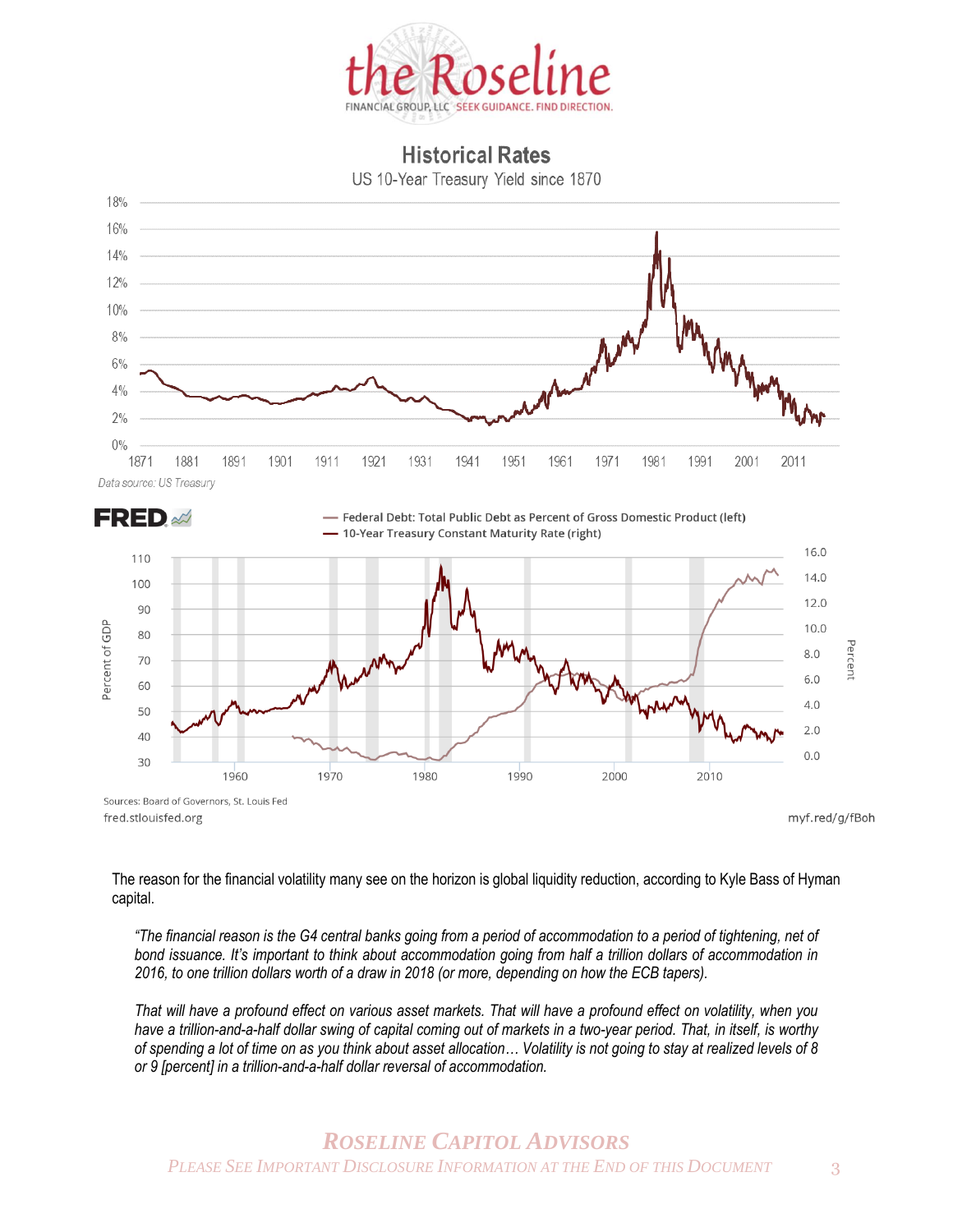## Historical Rates

US 10-Year Treasury Yield since 1870

Data source: US Treasury

Federal Debt: Total Public Debt as Percent of Gross Domestic Product (left)
10-Year Treasury Constant Maturity Rate (right)

Sources: Board of Governors, St. Louis Fed
fred.stlouisfed.org

myf.red/g/fBoh

The reason for the financial volatility many see on the horizon is global liquidity reduction, according to Kyle Bass of Hyman capital.

> *"The financial reason is the G4 central banks going from a period of accommodation to a period of tightening, net of bond issuance. It's important to think about accommodation going from half a trillion dollars of accommodation in 2016, to one trillion dollars worth of a draw in 2018 (or more, depending on how the ECB tapers).*
>
> *That will have a profound effect on various asset markets. That will have a profound effect on volatility, when you have a trillion-and-a-half dollar swing of capital coming out of markets in a two-year period. That, in itself, is worthy of spending a lot of time on as you think about asset allocation… Volatility is not going to stay at realized levels of 8 or 9 [percent] in a trillion-and-a-half dollar reversal of accommodation.*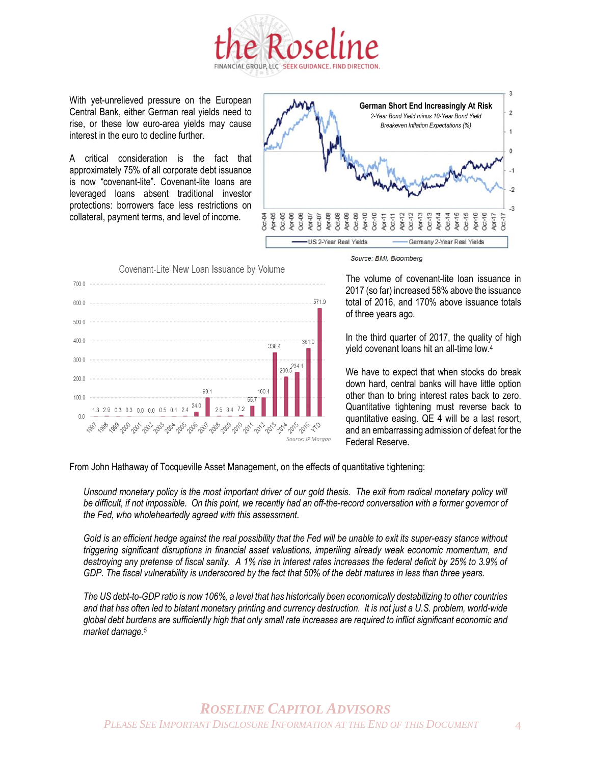With yet-unrelieved pressure on the European Central Bank, either German real yields need to rise, or these low euro-area yields may cause interest in the euro to decline further.

A critical consideration is the fact that approximately 75% of all corporate debt issuance is now "covenant-lite". Covenant-lite loans are leveraged loans absent traditional investor protections: borrowers face less restrictions on collateral, payment terms, and level of income.

**German Short End Increasingly At Risk**

*2-Year Bond Yield minus 10-Year Bond Yield Breakeven Inflation Expectations (%)*

US 2-Year Real Yields — Germany 2-Year Real Yields

Source: BMI, Bloomberg

**Covenant-Lite New Loan Issuance by Volume**

| Year | Volume |
|---|---|
| 1997 | 1.3 |
| 1998 | 2.9 |
| 1999 | 0.3 |
| 2000 | 0.3 |
| 2001 | 0.0 |
| 2002 | 0.0 |
| 2003 | 0.5 |
| 2004 | 0.1 |
| 2005 | 2.4 |
| 2006 | 24.0 |
| 2007 | 99.1 |
| 2008 | 2.5 |
| 2009 | 3.4 |
| 2010 | 7.2 |
| 2011 | 55.7 |
| 2012 | 100.4 |
| 2013 | 338.4 |
| 2014 | 209.5 |
| 2015 | 234.1 |
| 2016 | 361.0 |
| YTD | 571.9 |

Source: JP Morgan

The volume of covenant-lite loan issuance in 2017 (so far) increased 58% above the issuance total of 2016, and 170% above issuance totals of three years ago.

In the third quarter of 2017, the quality of high yield covenant loans hit an all-time low.[4]

We have to expect that when stocks do break down hard, central banks will have little option other than to bring interest rates back to zero. Quantitative tightening must reverse back to quantitative easing. QE 4 will be a last resort, and an embarrassing admission of defeat for the Federal Reserve.

From John Hathaway of Tocqueville Asset Management, on the effects of quantitative tightening:

> *Unsound monetary policy is the most important driver of our gold thesis. The exit from radical monetary policy will be difficult, if not impossible. On this point, we recently had an off-the-record conversation with a former governor of the Fed, who wholeheartedly agreed with this assessment.*
>
> *Gold is an efficient hedge against the real possibility that the Fed will be unable to exit its super-easy stance without triggering significant disruptions in financial asset valuations, imperiling already weak economic momentum, and destroying any pretense of fiscal sanity. A 1% rise in interest rates increases the federal deficit by 25% to 3.9% of GDP. The fiscal vulnerability is underscored by the fact that 50% of the debt matures in less than three years.*
>
> *The US debt-to-GDP ratio is now 106%, a level that has historically been economically destabilizing to other countries and that has often led to blatant monetary printing and currency destruction. It is not just a U.S. problem, world-wide global debt burdens are sufficiently high that only small rate increases are required to inflict significant economic and market damage.*[5]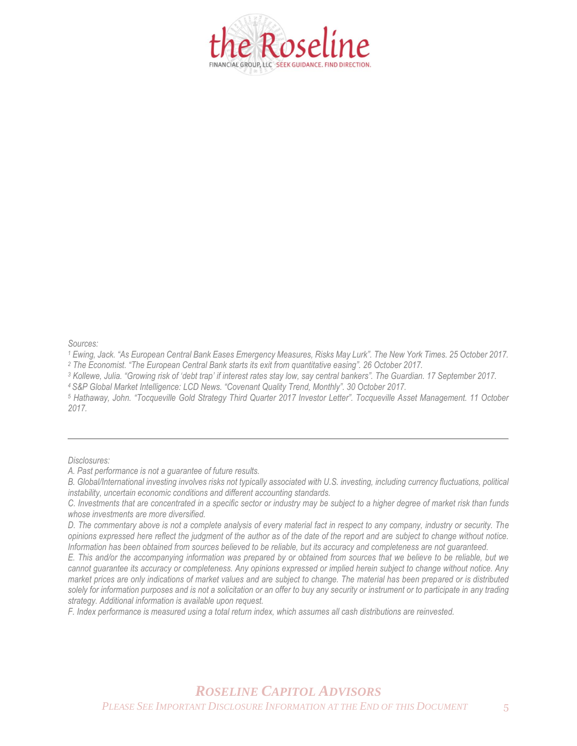*Sources:*

*[1] Ewing, Jack. "As European Central Bank Eases Emergency Measures, Risks May Lurk". The New York Times. 25 October 2017.*
*[2] The Economist. "The European Central Bank starts its exit from quantitative easing". 26 October 2017.*
*[3] Kollewe, Julia. "Growing risk of 'debt trap' if interest rates stay low, say central bankers". The Guardian. 17 September 2017.*
*[4] S&P Global Market Intelligence: LCD News. "Covenant Quality Trend, Monthly". 30 October 2017.*
*[5] Hathaway, John. "Tocqueville Gold Strategy Third Quarter 2017 Investor Letter". Tocqueville Asset Management. 11 October 2017.*

---

*Disclosures:*

*A. Past performance is not a guarantee of future results.*
*B. Global/International investing involves risks not typically associated with U.S. investing, including currency fluctuations, political instability, uncertain economic conditions and different accounting standards.*
*C. Investments that are concentrated in a specific sector or industry may be subject to a higher degree of market risk than funds whose investments are more diversified.*
*D. The commentary above is not a complete analysis of every material fact in respect to any company, industry or security. The opinions expressed here reflect the judgment of the author as of the date of the report and are subject to change without notice. Information has been obtained from sources believed to be reliable, but its accuracy and completeness are not guaranteed.*
*E. This and/or the accompanying information was prepared by or obtained from sources that we believe to be reliable, but we cannot guarantee its accuracy or completeness. Any opinions expressed or implied herein subject to change without notice. Any market prices are only indications of market values and are subject to change. The material has been prepared or is distributed solely for information purposes and is not a solicitation or an offer to buy any security or instrument or to participate in any trading strategy. Additional information is available upon request.*
*F. Index performance is measured using a total return index, which assumes all cash distributions are reinvested.*